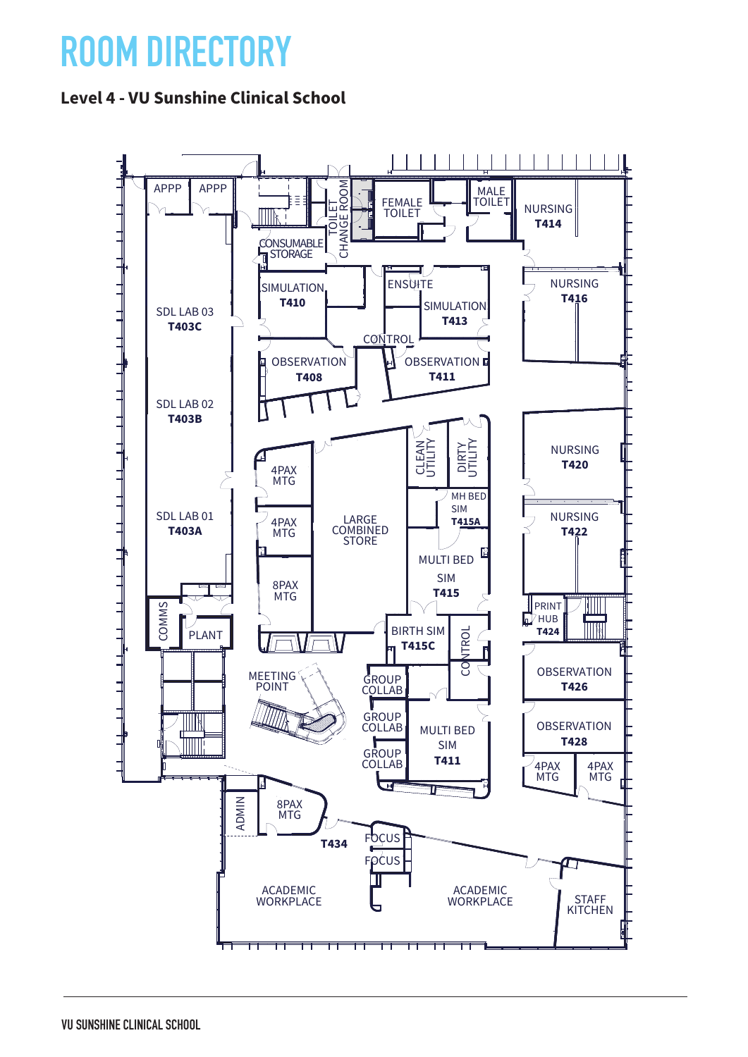# ROOM DIRECTORY

## Level 4 - VU Sunshine Clinical School

APPP

APPP

TOILET CHANGE ROOM

FEMALE TOILET

MALE TOILET

NURSING **T414**

CONSUMABLE STORAGE

SIMULATION **T410**

ENSUITE

SIMULATION **T413**

NURSING **T416**

SDL LAB 03 **T403C**

CONTROL

OBSERVATION **T408**

OBSERVATION **T411**

SDL LAB 02 **T403B**

CLEAN UTILITY

DIRTY UTILITY

NURSING **T420**

4PAX MTG

LARGE COMBINED STORE

MH BED SIM **T415A**

NURSING **T422**

SDL LAB 01 **T403A**

4PAX MTG

MULTI BED SIM **T415**

8PAX MTG

PRINT HUB **T424**

COMMS

PLANT

BIRTH SIM **T415C**

CONTROL

OBSERVATION **T426**

MEETING POINT

GROUP COLLAB

GROUP COLLAB

MULTI BED SIM **T411**

OBSERVATION **T428**

GROUP COLLAB

4PAX MTG

4PAX MTG

ADMIN

8PAX MTG

**T434**

FOCUS

FOCUS

ACADEMIC WORKPLACE

ACADEMIC WORKPLACE

STAFF KITCHEN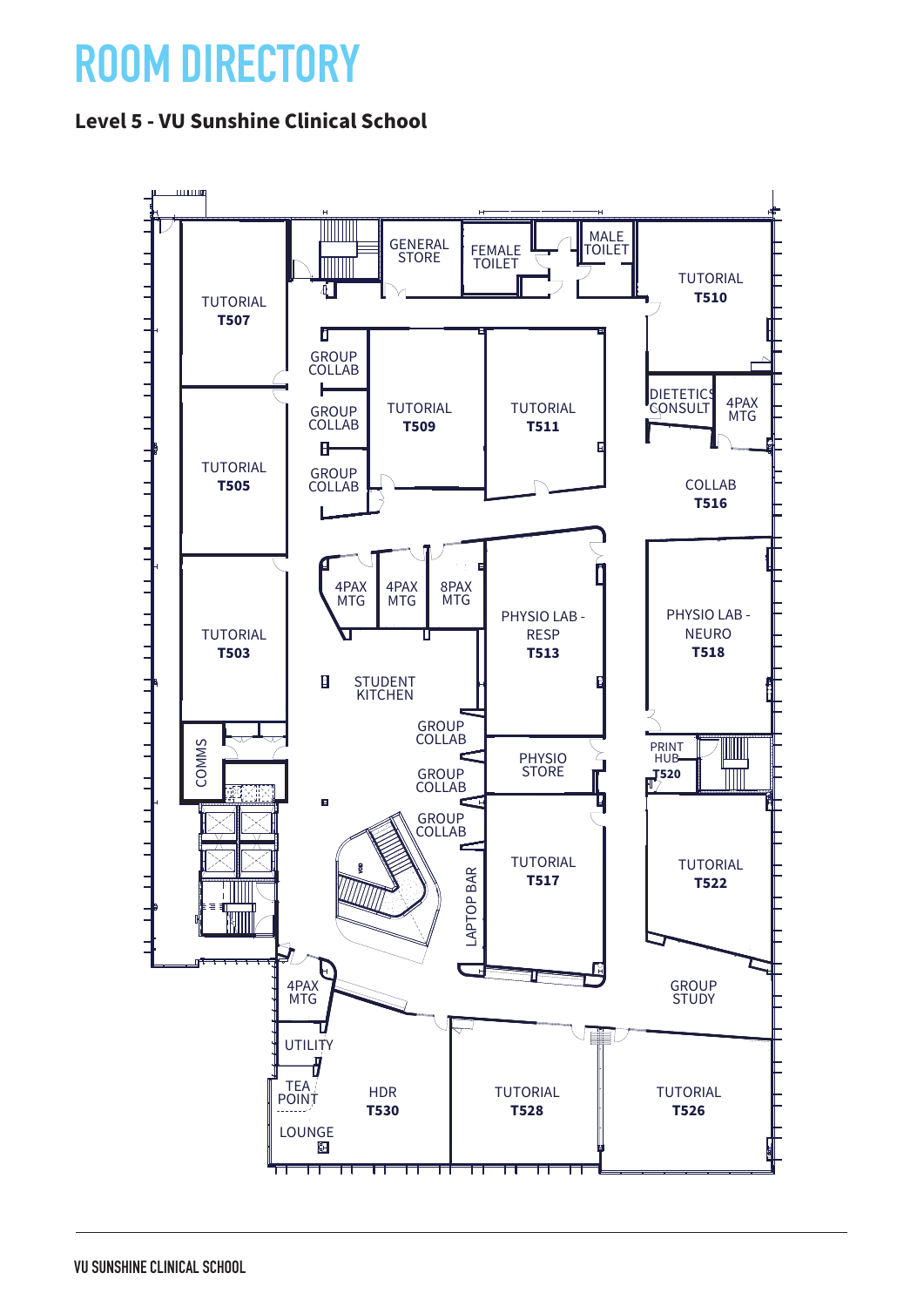# ROOM DIRECTORY

## Level 5 - VU Sunshine Clinical School

GENERAL STORE

FEMALE TOILET

MALE TOILET

TUTORIAL **T507**

TUTORIAL **T510**

GROUP COLLAB

GROUP COLLAB

TUTORIAL **T509**

TUTORIAL **T511**

DIETETICS CONSULT

4PAX MTG

TUTORIAL **T505**

GROUP COLLAB

COLLAB **T516**

4PAX MTG

4PAX MTG

8PAX MTG

PHYSIO LAB - RESP **T513**

PHYSIO LAB - NEURO **T518**

TUTORIAL **T503**

STUDENT KITCHEN

GROUP COLLAB

COMMS

PHYSIO STORE

PRINT HUB **T520**

GROUP COLLAB

GROUP COLLAB

TUTORIAL **T517**

TUTORIAL **T522**

LAPTOP BAR

4PAX MTG

GROUP STUDY

UTILITY

TEA POINT

HDR **T530**

TUTORIAL **T528**

TUTORIAL **T526**

LOUNGE